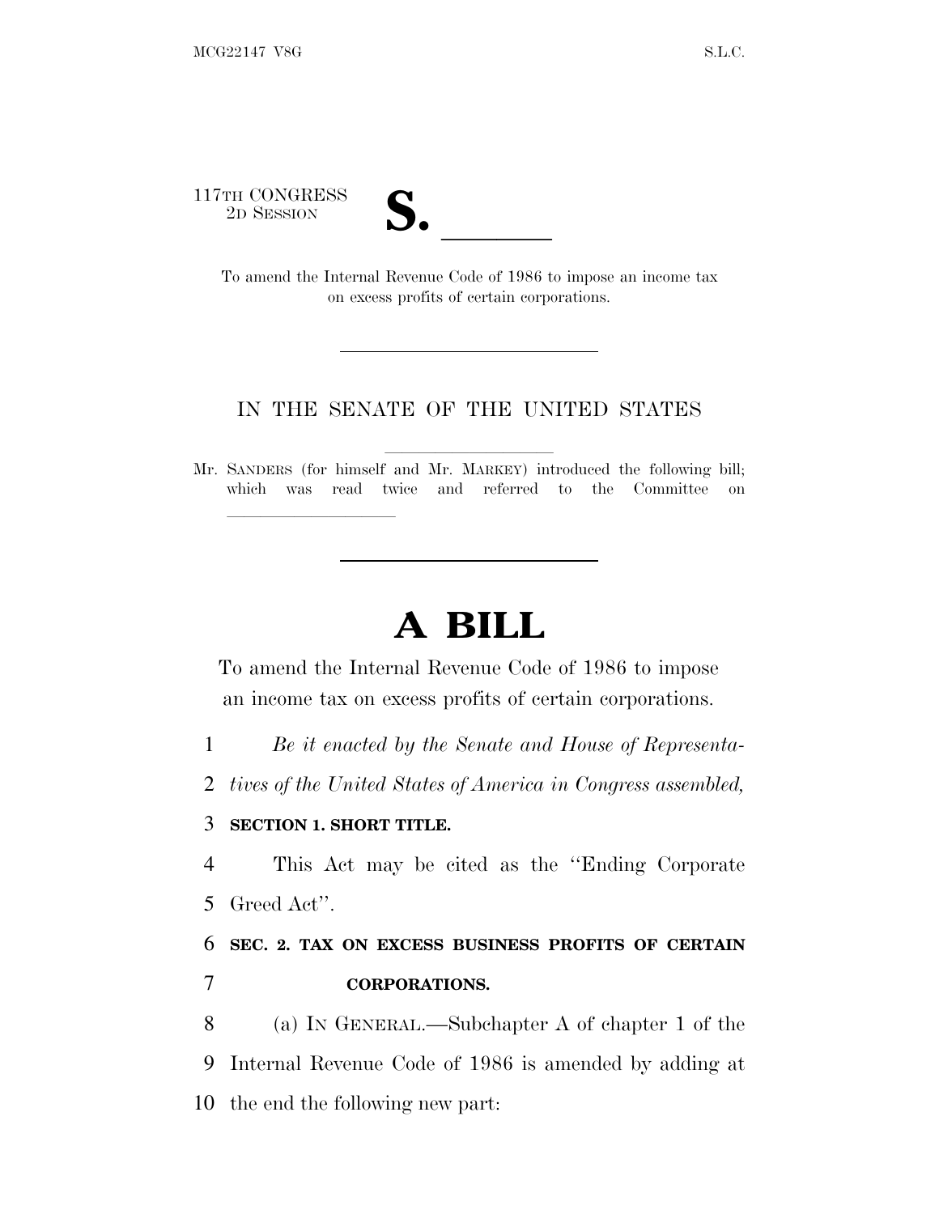117TH CONGRESS
2D SESSION

**S. \_\_\_\_\_\_**

To amend the Internal Revenue Code of 1986 to impose an income tax on excess profits of certain corporations.

---

IN THE SENATE OF THE UNITED STATES

Mr. SANDERS (for himself and Mr. MARKEY) introduced the following bill; which was read twice and referred to the Committee on \_\_\_\_\_\_\_\_\_\_\_\_\_\_\_\_

---

# A BILL

To amend the Internal Revenue Code of 1986 to impose an income tax on excess profits of certain corporations.

1 *Be it enacted by the Senate and House of Representa-*
2 *tives of the United States of America in Congress assembled,*

3 **SECTION 1. SHORT TITLE.**

4 This Act may be cited as the ''Ending Corporate
5 Greed Act''.

6 **SEC. 2. TAX ON EXCESS BUSINESS PROFITS OF CERTAIN**
7 **CORPORATIONS.**

8 (a) IN GENERAL.—Subchapter A of chapter 1 of the
9 Internal Revenue Code of 1986 is amended by adding at
10 the end the following new part: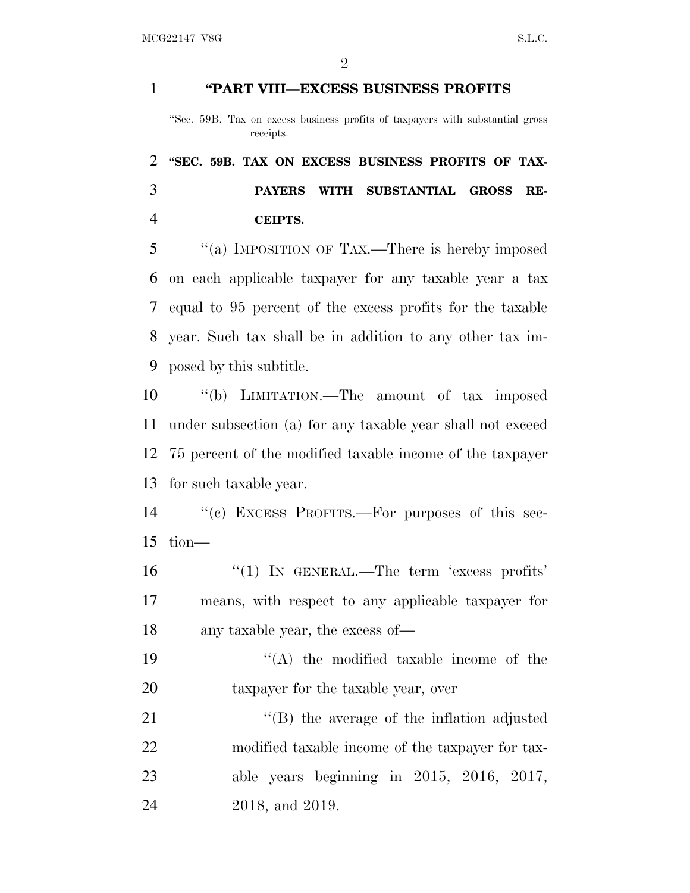## "PART VIII—EXCESS BUSINESS PROFITS

"Sec. 59B. Tax on excess business profits of taxpayers with substantial gross receipts.

### "SEC. 59B. TAX ON EXCESS BUSINESS PROFITS OF TAXPAYERS WITH SUBSTANTIAL GROSS RECEIPTS.

"(a) IMPOSITION OF TAX.—There is hereby imposed on each applicable taxpayer for any taxable year a tax equal to 95 percent of the excess profits for the taxable year. Such tax shall be in addition to any other tax imposed by this subtitle.

"(b) LIMITATION.—The amount of tax imposed under subsection (a) for any taxable year shall not exceed 75 percent of the modified taxable income of the taxpayer for such taxable year.

"(c) EXCESS PROFITS.—For purposes of this section—

"(1) IN GENERAL.—The term 'excess profits' means, with respect to any applicable taxpayer for any taxable year, the excess of—

"(A) the modified taxable income of the taxpayer for the taxable year, over

"(B) the average of the inflation adjusted modified taxable income of the taxpayer for taxable years beginning in 2015, 2016, 2017, 2018, and 2019.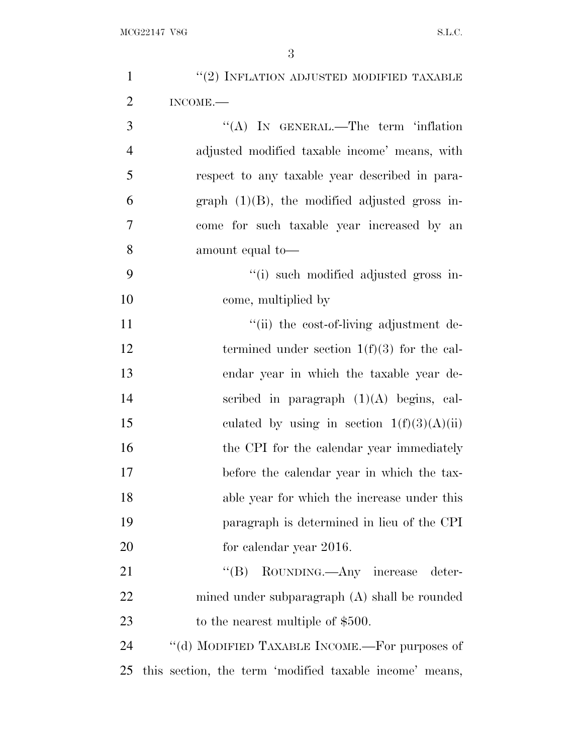"(2) INFLATION ADJUSTED MODIFIED TAXABLE INCOME.—

"(A) IN GENERAL.—The term 'inflation adjusted modified taxable income' means, with respect to any taxable year described in paragraph (1)(B), the modified adjusted gross income for such taxable year increased by an amount equal to—

"(i) such modified adjusted gross income, multiplied by

"(ii) the cost-of-living adjustment determined under section 1(f)(3) for the calendar year in which the taxable year described in paragraph (1)(A) begins, calculated by using in section 1(f)(3)(A)(ii) the CPI for the calendar year immediately before the calendar year in which the taxable year for which the increase under this paragraph is determined in lieu of the CPI for calendar year 2016.

"(B) ROUNDING.—Any increase determined under subparagraph (A) shall be rounded to the nearest multiple of $500.

"(d) MODIFIED TAXABLE INCOME.—For purposes of this section, the term 'modified taxable income' means,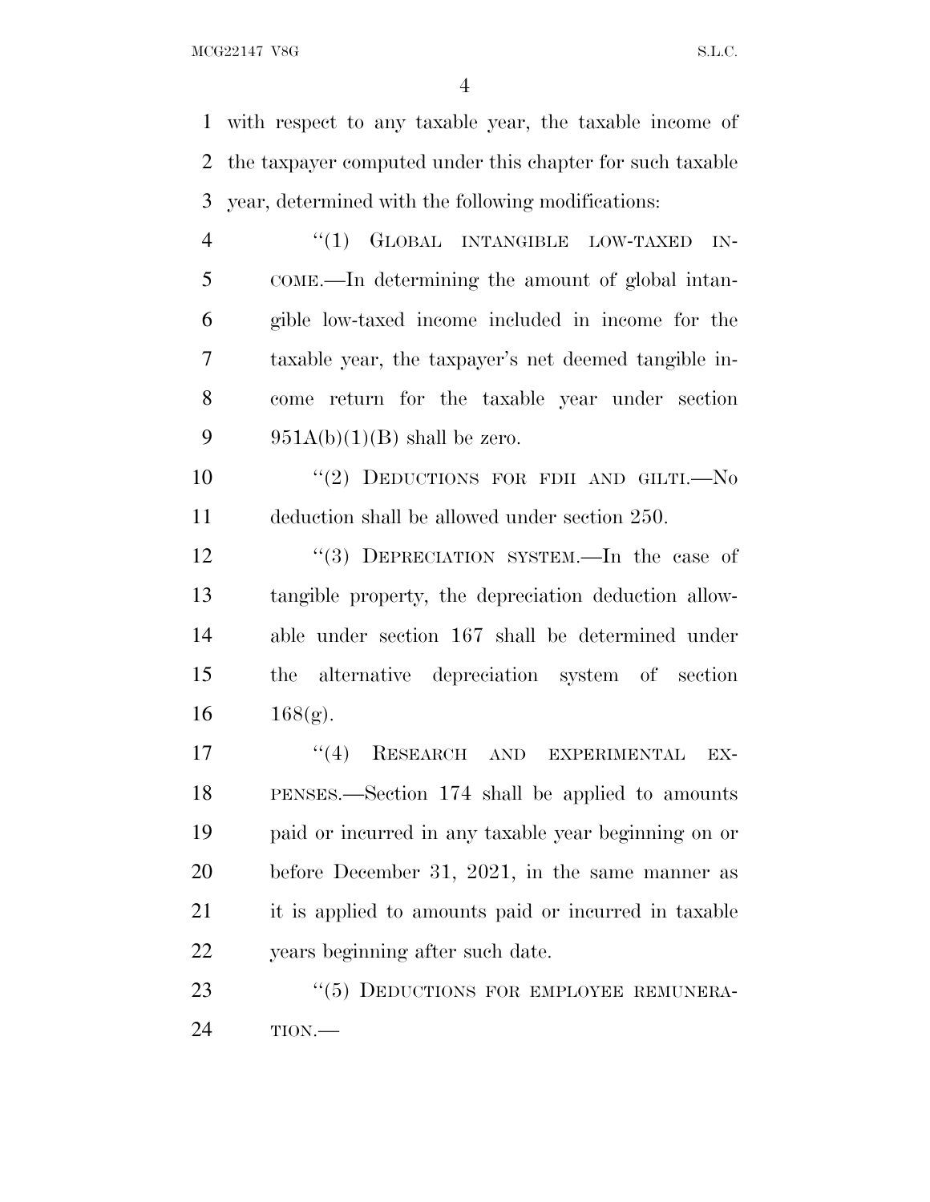with respect to any taxable year, the taxable income of the taxpayer computed under this chapter for such taxable year, determined with the following modifications:

"(1) GLOBAL INTANGIBLE LOW-TAXED INCOME.—In determining the amount of global intangible low-taxed income included in income for the taxable year, the taxpayer's net deemed tangible income return for the taxable year under section 951A(b)(1)(B) shall be zero.

"(2) DEDUCTIONS FOR FDII AND GILTI.—No deduction shall be allowed under section 250.

"(3) DEPRECIATION SYSTEM.—In the case of tangible property, the depreciation deduction allowable under section 167 shall be determined under the alternative depreciation system of section 168(g).

"(4) RESEARCH AND EXPERIMENTAL EXPENSES.—Section 174 shall be applied to amounts paid or incurred in any taxable year beginning on or before December 31, 2021, in the same manner as it is applied to amounts paid or incurred in taxable years beginning after such date.

"(5) DEDUCTIONS FOR EMPLOYEE REMUNERATION.—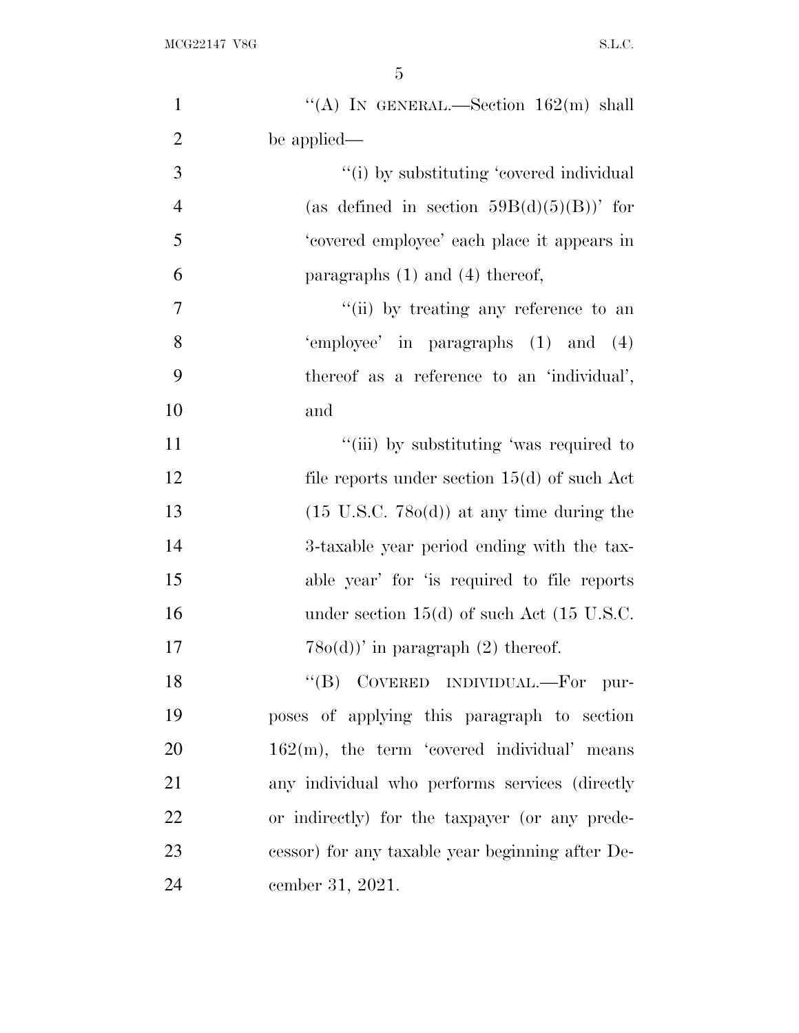"(A) IN GENERAL.—Section 162(m) shall be applied—

"(i) by substituting 'covered individual (as defined in section 59B(d)(5)(B))' for 'covered employee' each place it appears in paragraphs (1) and (4) thereof,

"(ii) by treating any reference to an 'employee' in paragraphs (1) and (4) thereof as a reference to an 'individual', and

"(iii) by substituting 'was required to file reports under section 15(d) of such Act (15 U.S.C. 78o(d)) at any time during the 3-taxable year period ending with the taxable year' for 'is required to file reports under section 15(d) of such Act (15 U.S.C. 78o(d))' in paragraph (2) thereof.

"(B) COVERED INDIVIDUAL.—For purposes of applying this paragraph to section 162(m), the term 'covered individual' means any individual who performs services (directly or indirectly) for the taxpayer (or any predecessor) for any taxable year beginning after December 31, 2021.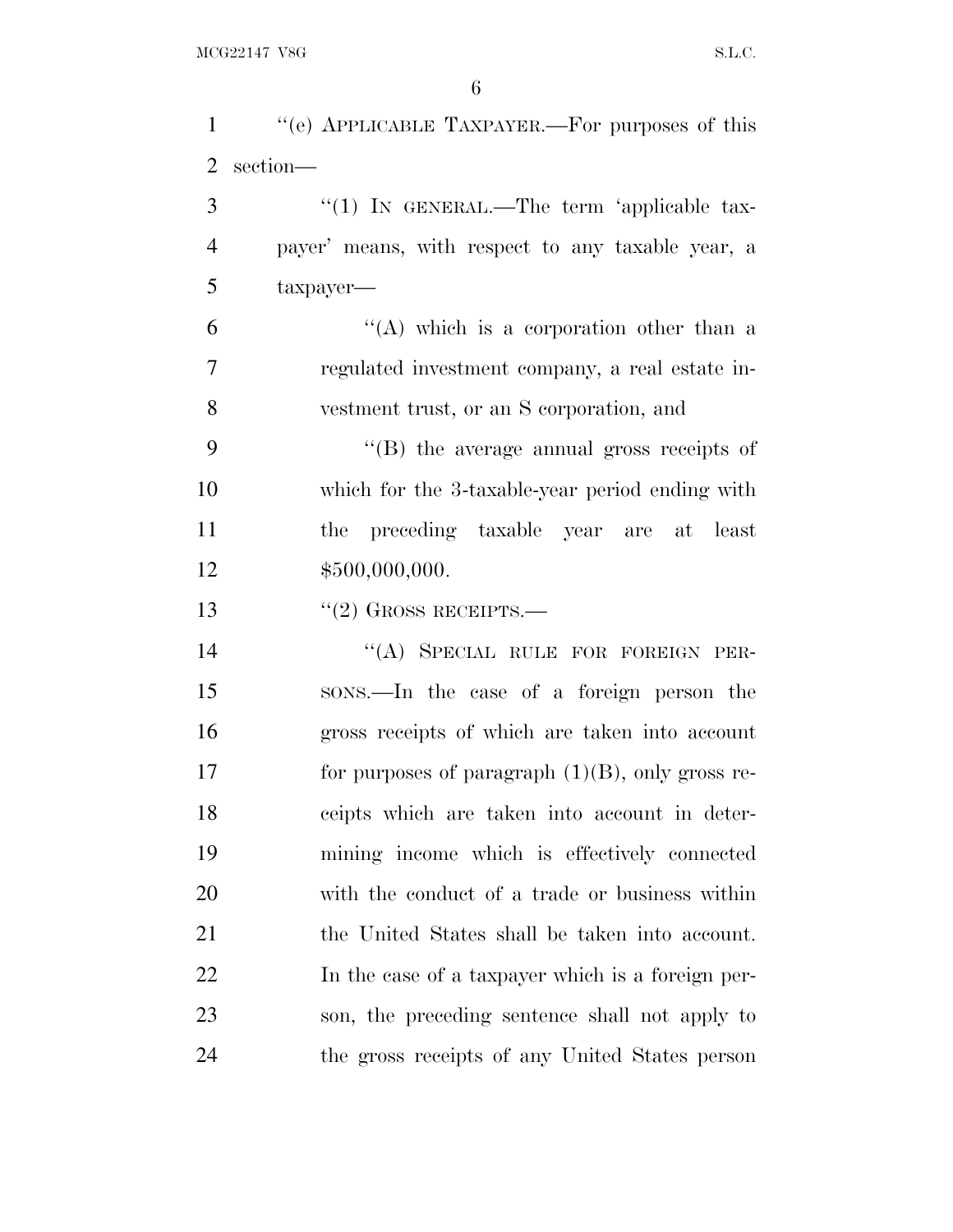"(e) APPLICABLE TAXPAYER.—For purposes of this section—

"(1) IN GENERAL.—The term 'applicable taxpayer' means, with respect to any taxable year, a taxpayer—

"(A) which is a corporation other than a regulated investment company, a real estate investment trust, or an S corporation, and

"(B) the average annual gross receipts of which for the 3-taxable-year period ending with the preceding taxable year are at least $500,000,000.

"(2) GROSS RECEIPTS.—

"(A) SPECIAL RULE FOR FOREIGN PERSONS.—In the case of a foreign person the gross receipts of which are taken into account for purposes of paragraph (1)(B), only gross receipts which are taken into account in determining income which is effectively connected with the conduct of a trade or business within the United States shall be taken into account. In the case of a taxpayer which is a foreign person, the preceding sentence shall not apply to the gross receipts of any United States person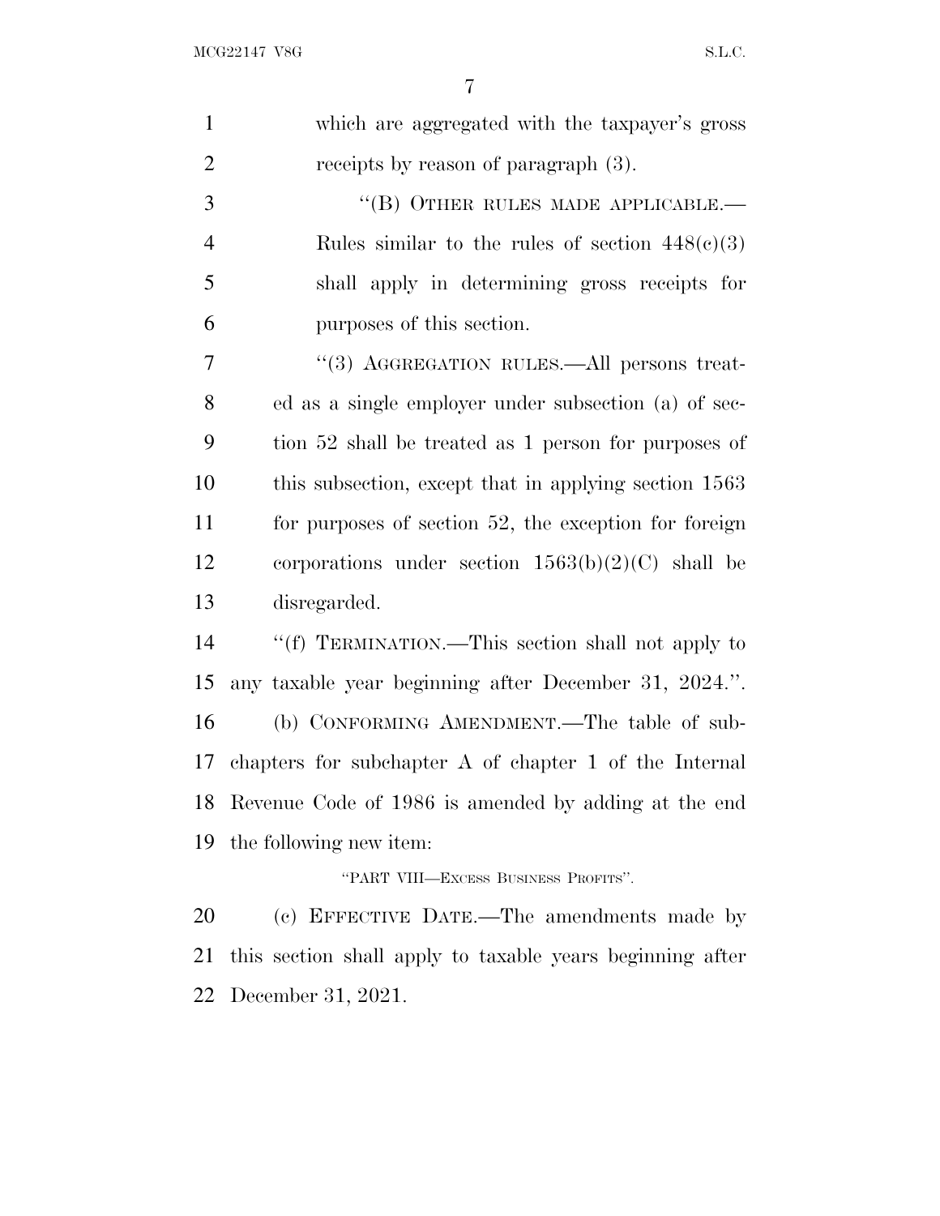which are aggregated with the taxpayer's gross receipts by reason of paragraph (3).

"(B) OTHER RULES MADE APPLICABLE.—Rules similar to the rules of section 448(c)(3) shall apply in determining gross receipts for purposes of this section.

"(3) AGGREGATION RULES.—All persons treated as a single employer under subsection (a) of section 52 shall be treated as 1 person for purposes of this subsection, except that in applying section 1563 for purposes of section 52, the exception for foreign corporations under section 1563(b)(2)(C) shall be disregarded.

"(f) TERMINATION.—This section shall not apply to any taxable year beginning after December 31, 2024.".

(b) CONFORMING AMENDMENT.—The table of subchapters for subchapter A of chapter 1 of the Internal Revenue Code of 1986 is amended by adding at the end the following new item:

"PART VIII—EXCESS BUSINESS PROFITS".

(c) EFFECTIVE DATE.—The amendments made by this section shall apply to taxable years beginning after December 31, 2021.